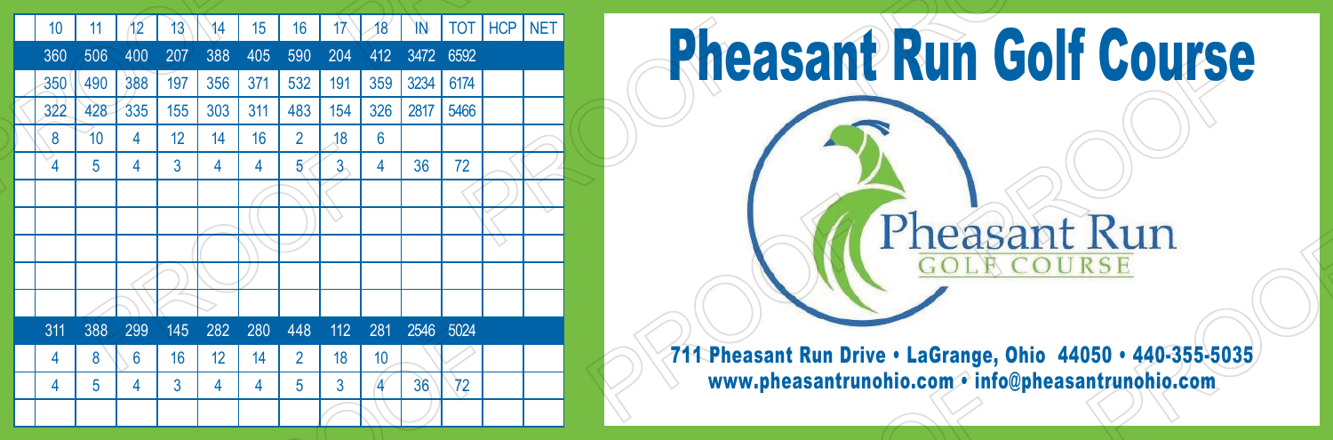| 10 | 11 | 12 | 13 | 14 | 15 | 16 | 17 | 18 | IN | TOT | HCP | NET |
|---|---|---|---|---|---|---|---|---|---|---|---|---|
| 360 | 506 | 400 | 207 | 388 | 405 | 590 | 204 | 412 | 3472 | 6592 | | |
| 350 | 490 | 388 | 197 | 356 | 371 | 532 | 191 | 359 | 3234 | 6174 | | |
| 322 | 428 | 335 | 155 | 303 | 311 | 483 | 154 | 326 | 2817 | 5466 | | |
| 8 | 10 | 4 | 12 | 14 | 16 | 2 | 18 | 6 | | | | |
| 4 | 5 | 4 | 3 | 4 | 4 | 5 | 3 | 4 | 36 | 72 | | |
| | | | | | | | | | | | | |
| | | | | | | | | | | | | |
| | | | | | | | | | | | | |
| | | | | | | | | | | | | |
| | | | | | | | | | | | | |
| 311 | 388 | 299 | 145 | 282 | 280 | 448 | 112 | 281 | 2546 | 5024 | | |
| 4 | 8 | 6 | 16 | 12 | 14 | 2 | 18 | 10 | | | | |
| 4 | 5 | 4 | 3 | 4 | 4 | 5 | 3 | 4 | 36 | 72 | | |
| | | | | | | | | | | | | |

# Pheasant Run Golf Course

Pheasant Run
GOLF COURSE

711 Pheasant Run Drive • LaGrange, Ohio 44050 • 440-355-5035
www.pheasantrunohio.com • info@pheasantrunohio.com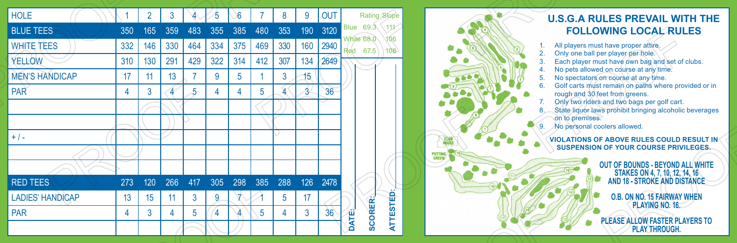| HOLE | 1 | 2 | 3 | 4 | 5 | 6 | 7 | 8 | 9 | OUT |
|---|---|---|---|---|---|---|---|---|---|---|
| BLUE TEES | 350 | 165 | 359 | 483 | 355 | 385 | 480 | 353 | 190 | 3120 |
| WHITE TEES | 332 | 146 | 330 | 464 | 334 | 375 | 469 | 330 | 160 | 2940 |
| YELLOW | 310 | 130 | 291 | 429 | 322 | 314 | 412 | 307 | 134 | 2649 |
| MEN'S HANDICAP | 17 | 11 | 13 | 7 | 9 | 5 | 1 | 3 | 15 | |
| PAR | 4 | 3 | 4 | 5 | 4 | 4 | 5 | 4 | 3 | 36 |
| | | | | | | | | | | |
| | | | | | | | | | | |
| + / - | | | | | | | | | | |
| | | | | | | | | | | |
| | | | | | | | | | | |
| RED TEES | 273 | 120 | 266 | 417 | 305 | 298 | 385 | 288 | 126 | 2478 |
| LADIES' HANDICAP | 13 | 15 | 11 | 3 | 9 | 7 | 1 | 5 | 17 | |
| PAR | 4 | 3 | 4 | 5 | 4 | 4 | 5 | 4 | 3 | 36 |
| | | | | | | | | | | |

| | Rating | Slope |
|---|---|---|
| Blue | 69.3 | 111 |
| White | 68.0 | 106 |
| Red | 67.5 | 108 |

DATE:

SCORER:

ATTESTED:

CLUB HOUSE

PUTTING GREEN

## U.S.G.A RULES PREVAIL WITH THE FOLLOWING LOCAL RULES

1. All players must have proper attire.
2. Only one ball per player per hole.
3. Each player must have own bag and set of clubs.
4. No pets allowed on course at any time.
5. No spectators on course at any time.
6. Golf carts must remain on paths where provided or in rough and 30 feet from greens.
7. Only two riders and two bags per golf cart.
8. State liquor laws prohibit bringing alcoholic beverages on to premises.
9. No personal coolers allowed.

**VIOLATIONS OF ABOVE RULES COULD RESULT IN SUSPENSION OF YOUR COURSE PRIVILEGES.**

**OUT OF BOUNDS - BEYOND ALL WHITE STAKES ON 4, 7, 10, 12, 14, 16 AND 18 - STROKE AND DISTANCE**

**O.B. ON NO. 15 FAIRWAY WHEN PLAYING NO. 16.**

**PLEASE ALLOW FASTER PLAYERS TO PLAY THROUGH.**